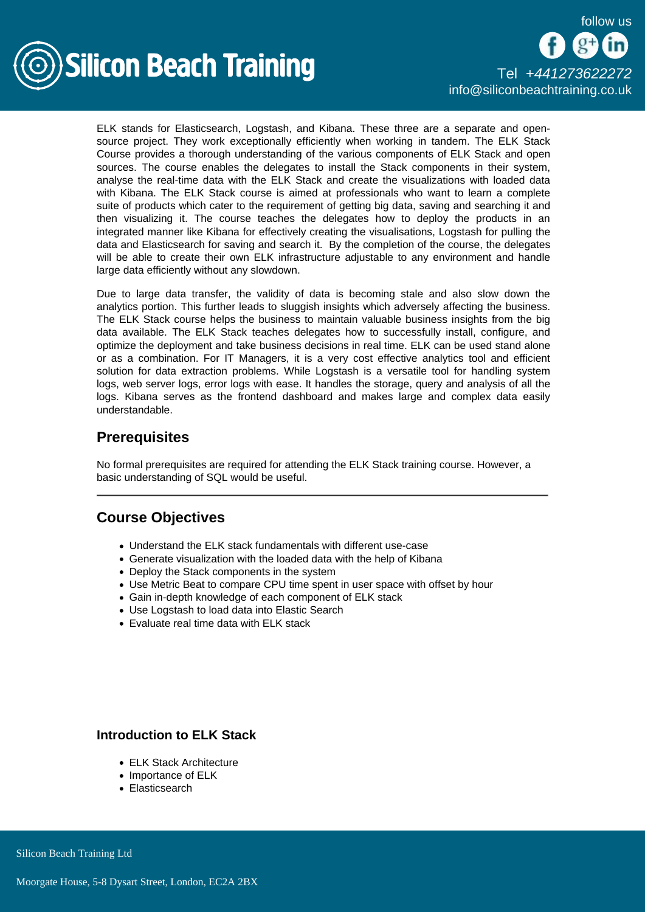ELK stands for Elasticsearch, Logstash, and Kibana. These three are a separate and open-source project. They work exceptionally efficiently when working in tandem. The ELK Stack Course provides a thorough understanding of the various components of ELK Stack and open sources. The course enables the delegates to install the Stack components in their system, analyse the real-time data with the ELK Stack and create the visualizations with loaded data with Kibana. The ELK Stack course is aimed at professionals who want to learn a complete suite of products which cater to the requirement of getting big data, saving and searching it and then visualizing it. The course teaches the delegates how to deploy the products in an integrated manner like Kibana for effectively creating the visualisations, Logstash for pulling the data and Elasticsearch for saving and search it. By the completion of the course, the delegates will be able to create their own ELK infrastructure adjustable to any environment and handle large data efficiently without any slowdown.

Due to large data transfer, the validity of data is becoming stale and also slow down the analytics portion. This further leads to sluggish insights which adversely affecting the business. The ELK Stack course helps the business to maintain valuable business insights from the big data available. The ELK Stack teaches delegates how to successfully install, configure, and optimize the deployment and take business decisions in real time. ELK can be used stand alone or as a combination. For IT Managers, it is a very cost effective analytics tool and efficient solution for data extraction problems. While Logstash is a versatile tool for handling system logs, web server logs, error logs with ease. It handles the storage, query and analysis of all the logs. Kibana serves as the frontend dashboard and makes large and complex data easily understandable.

## Prerequisites

No formal prerequisites are required for attending the ELK Stack training course. However, a basic understanding of SQL would be useful.

---

## Course Objectives

- Understand the ELK stack fundamentals with different use-case
- Generate visualization with the loaded data with the help of Kibana
- Deploy the Stack components in the system
- Use Metric Beat to compare CPU time spent in user space with offset by hour
- Gain in-depth knowledge of each component of ELK stack
- Use Logstash to load data into Elastic Search
- Evaluate real time data with ELK stack

### Introduction to ELK Stack

- ELK Stack Architecture
- Importance of ELK
- Elasticsearch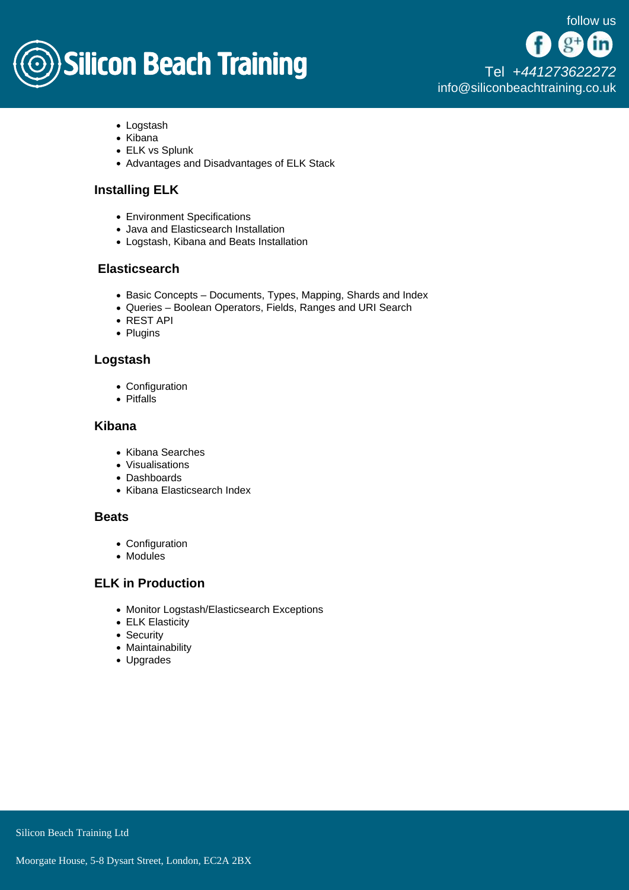- Logstash
- Kibana
- ELK vs Splunk
- Advantages and Disadvantages of ELK Stack

### Installing ELK

- Environment Specifications
- Java and Elasticsearch Installation
- Logstash, Kibana and Beats Installation

### Elasticsearch

- Basic Concepts – Documents, Types, Mapping, Shards and Index
- Queries – Boolean Operators, Fields, Ranges and URI Search
- REST API
- Plugins

### Logstash

- Configuration
- Pitfalls

### Kibana

- Kibana Searches
- Visualisations
- Dashboards
- Kibana Elasticsearch Index

### Beats

- Configuration
- Modules

### ELK in Production

- Monitor Logstash/Elasticsearch Exceptions
- ELK Elasticity
- Security
- Maintainability
- Upgrades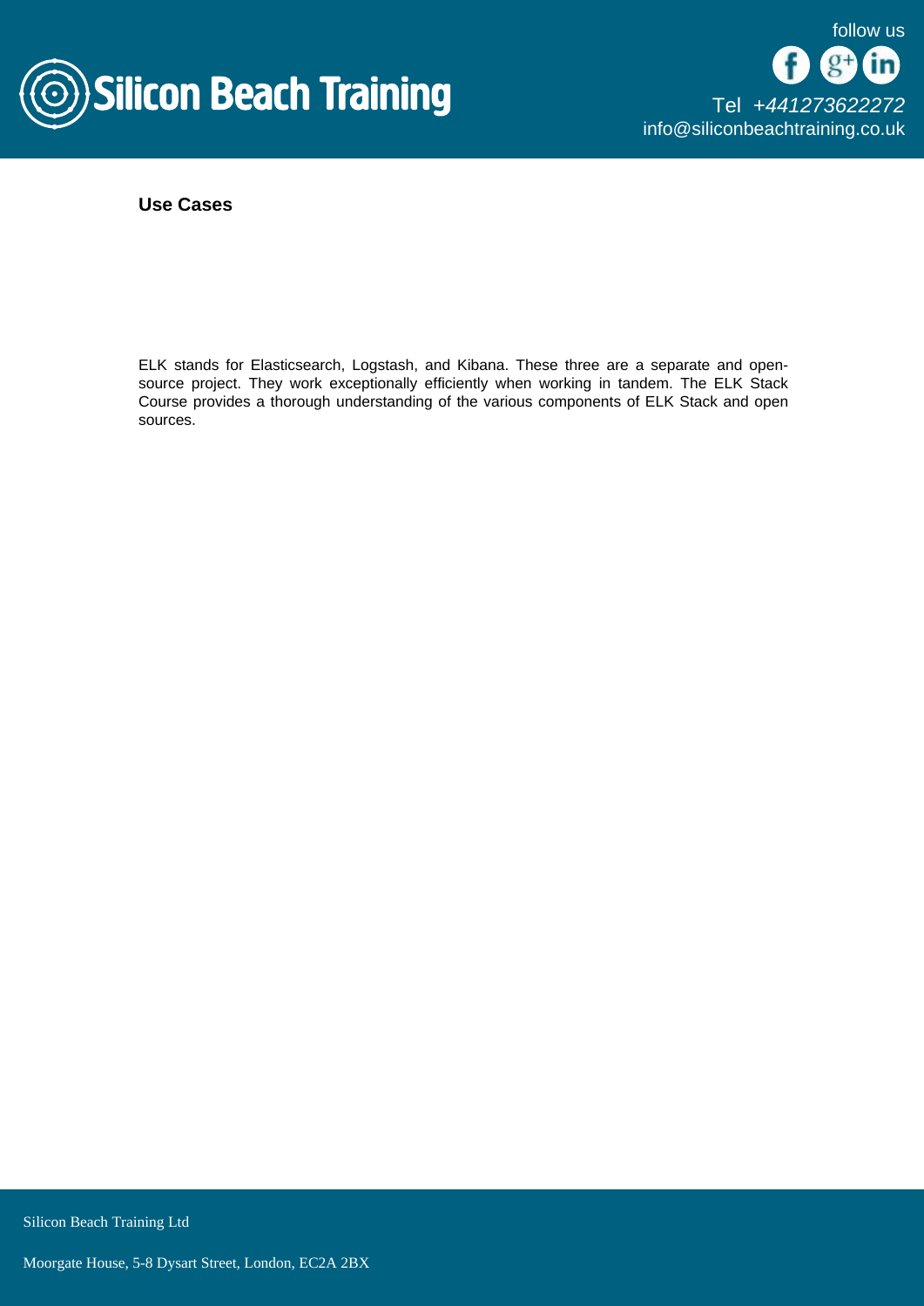**Use Cases**

ELK stands for Elasticsearch, Logstash, and Kibana. These three are a separate and open-source project. They work exceptionally efficiently when working in tandem. The ELK Stack Course provides a thorough understanding of the various components of ELK Stack and open sources.